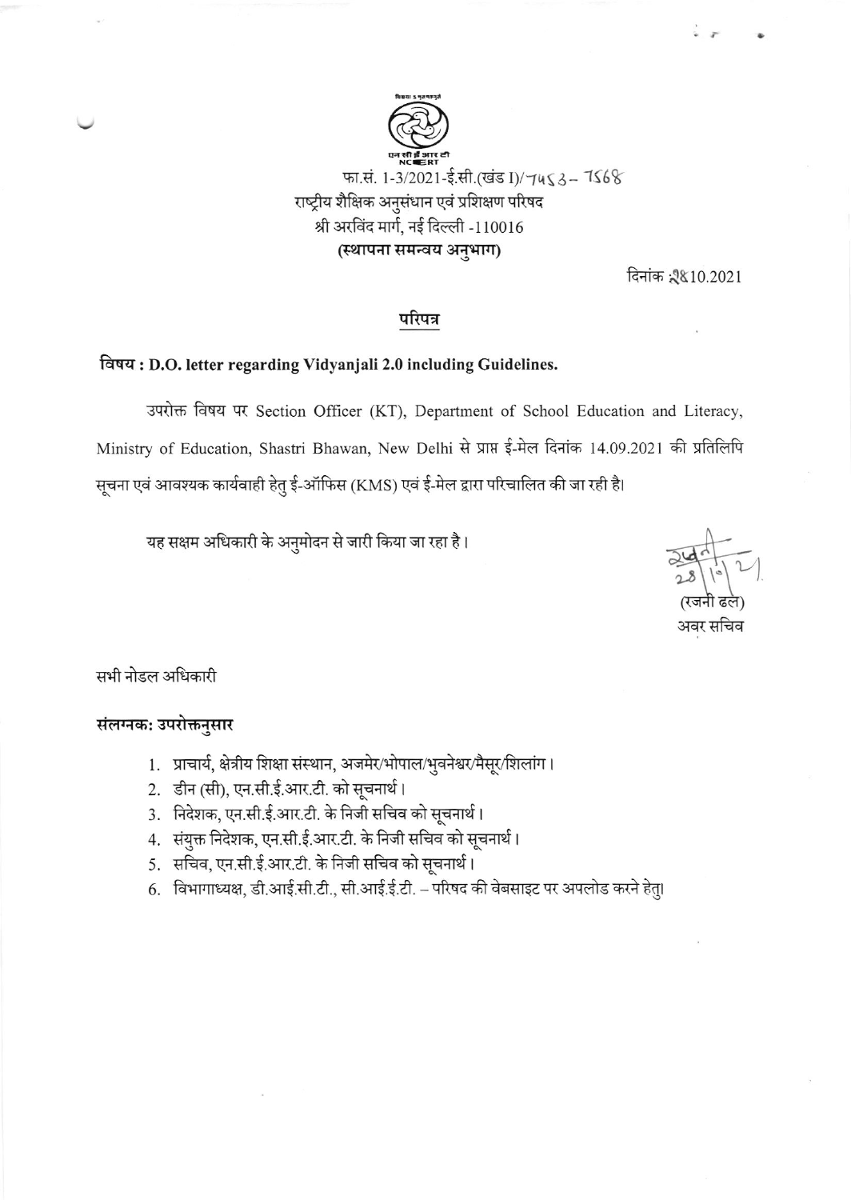फा.सं. 1-3/2021-ई.सी.(खंड I)/7453- 7568

राष्ट्रीय शैक्षिक अनुसंधान एवं प्रशिक्षण परिषद

श्री अरविंद मार्ग, नई दिल्ली -110016

**(स्थापना समन्वय अनुभाग)**

दिनांक :28.10.2021

## परिपत्र

**विषय : D.O. letter regarding Vidyanjali 2.0 including Guidelines.**

उपरोक्त विषय पर Section Officer (KT), Department of School Education and Literacy, Ministry of Education, Shastri Bhawan, New Delhi से प्राप्त ई-मेल दिनांक 14.09.2021 की प्रतिलिपि सूचना एवं आवश्यक कार्यवाही हेतु ई-ऑफिस (KMS) एवं ई-मेल द्वारा परिचालित की जा रही है।

यह सक्षम अधिकारी के अनुमोदन से जारी किया जा रहा है।

28/10/21

(रजनी ढल)

अवर सचिव

सभी नोडल अधिकारी

**संलग्नक: उपरोक्तनुसार**

1. प्राचार्य, क्षेत्रीय शिक्षा संस्थान, अजमेर/भोपाल/भुवनेश्वर/मैसूर/शिलांग।
2. डीन (सी), एन.सी.ई.आर.टी. को सूचनार्थ।
3. निदेशक, एन.सी.ई.आर.टी. के निजी सचिव को सूचनार्थ।
4. संयुक्त निदेशक, एन.सी.ई.आर.टी. के निजी सचिव को सूचनार्थ।
5. सचिव, एन.सी.ई.आर.टी. के निजी सचिव को सूचनार्थ।
6. विभागाध्यक्ष, डी.आई.सी.टी., सी.आई.ई.टी. – परिषद की वेबसाइट पर अपलोड करने हेतु।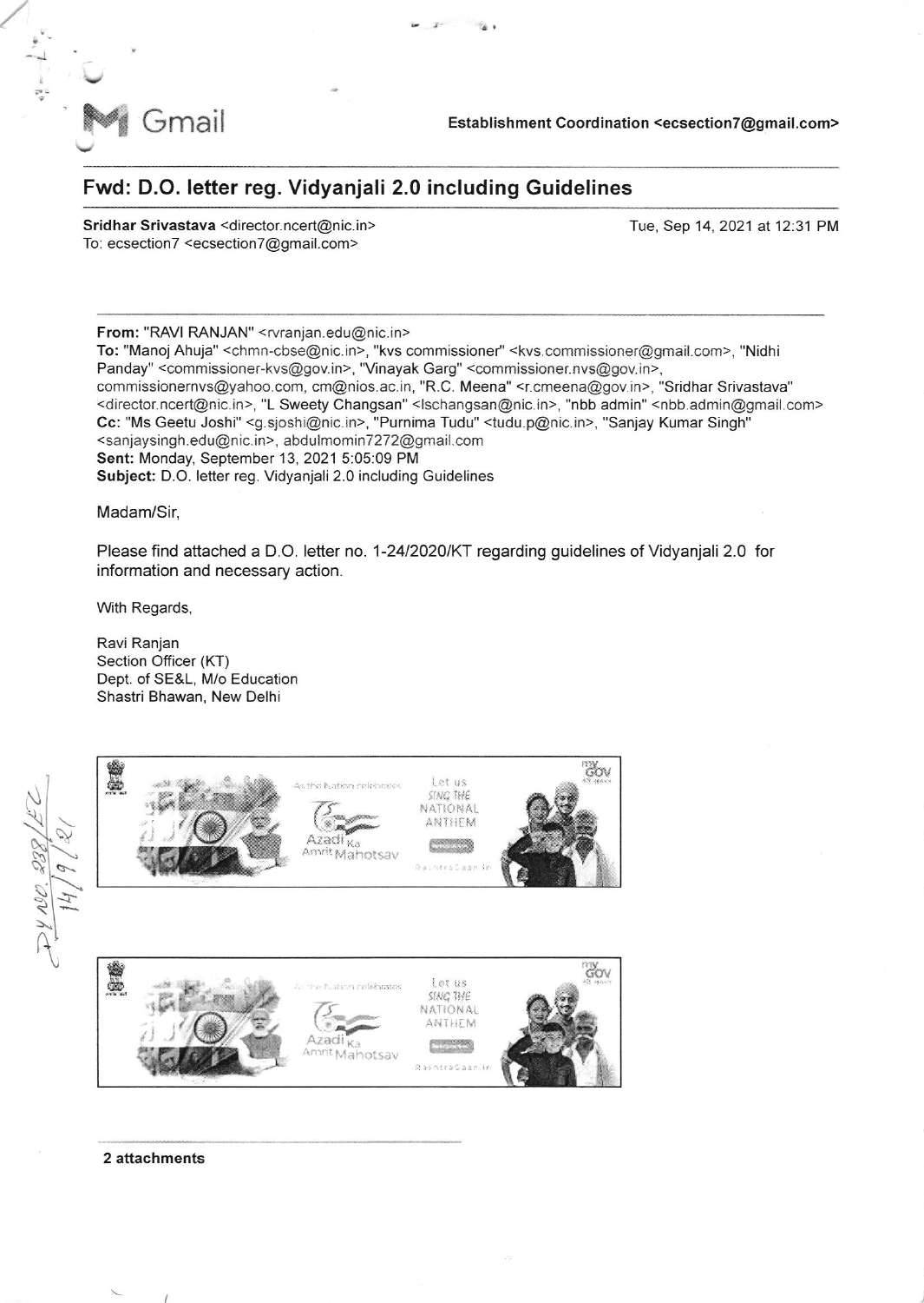Gmail

**Establishment Coordination <ecsection7@gmail.com>**

## Fwd: D.O. letter reg. Vidyanjali 2.0 including Guidelines

**Sridhar Srivastava** <director.ncert@nic.in>
To: ecsection7 <ecsection7@gmail.com>

Tue, Sep 14, 2021 at 12:31 PM

---

**From:** "RAVI RANJAN" <rvranjan.edu@nic.in>
**To:** "Manoj Ahuja" <chmn-cbse@nic.in>, "kvs commissioner" <kvs.commissioner@gmail.com>, "Nidhi Panday" <commissioner-kvs@gov.in>, "Vinayak Garg" <commissioner.nvs@gov.in>, commissionernvs@yahoo.com, cm@nios.ac.in, "R.C. Meena" <r.cmeena@gov.in>, "Sridhar Srivastava" <director.ncert@nic.in>, "L Sweety Changsan" <lschangsan@nic.in>, "nbb admin" <nbb.admin@gmail.com>
**Cc:** "Ms Geetu Joshi" <g.sjoshi@nic.in>, "Purnima Tudu" <tudu.p@nic.in>, "Sanjay Kumar Singh" <sanjaysingh.edu@nic.in>, abdulmomin7272@gmail.com
**Sent:** Monday, September 13, 2021 5:05:09 PM
**Subject:** D.O. letter reg. Vidyanjali 2.0 including Guidelines

Madam/Sir,

Please find attached a D.O. letter no. 1-24/2020/KT regarding guidelines of Vidyanjali 2.0 for information and necessary action.

With Regards,

Ravi Ranjan
Section Officer (KT)
Dept. of SE&L, M/o Education
Shastri Bhawan, New Delhi

Dy No. 238/EC
14/9/21

**2 attachments**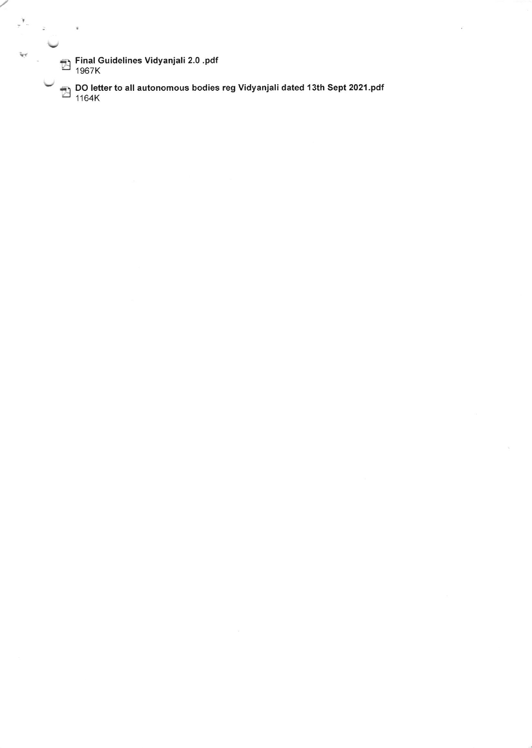Final Guidelines Vidyanjali 2.0 .pdf
1967K

DO letter to all autonomous bodies reg Vidyanjali dated 13th Sept 2021.pdf
1164K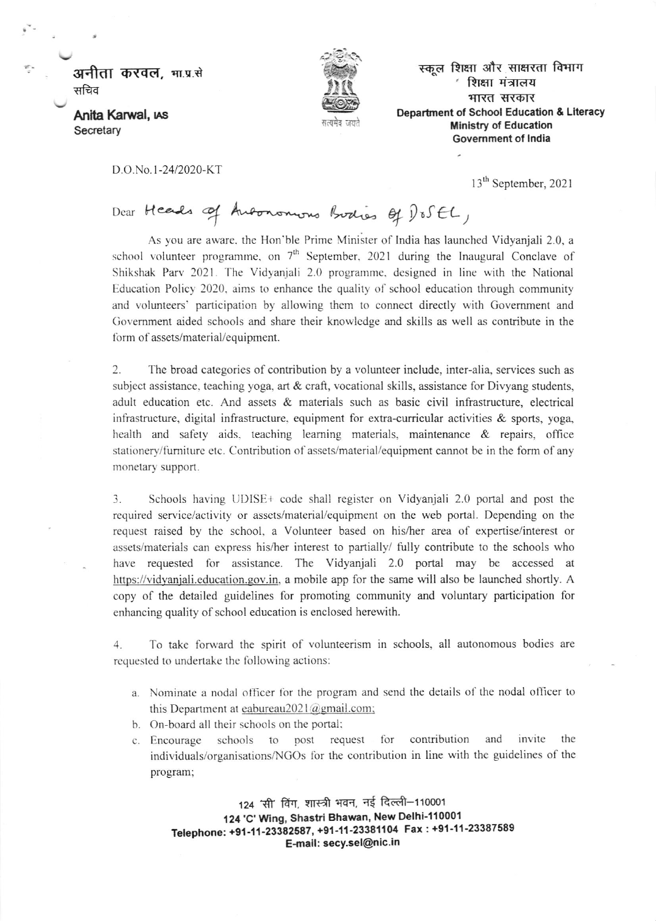अनीता करवल, भा.प्र.से
सचिव

**Anita Karwal, IAS**
Secretary

स्कूल शिक्षा और साक्षरता विभाग
शिक्षा मंत्रालय
भारत सरकार
**Department of School Education & Literacy**
**Ministry of Education**
**Government of India**

D.O.No.1-24/2020-KT

13th September, 2021

Dear Heads of Autonomous Bodies of DoSEL,

As you are aware, the Hon'ble Prime Minister of India has launched Vidyanjali 2.0, a school volunteer programme, on 7th September, 2021 during the Inaugural Conclave of Shikshak Parv 2021. The Vidyanjali 2.0 programme, designed in line with the National Education Policy 2020, aims to enhance the quality of school education through community and volunteers' participation by allowing them to connect directly with Government and Government aided schools and share their knowledge and skills as well as contribute in the form of assets/material/equipment.

2. The broad categories of contribution by a volunteer include, inter-alia, services such as subject assistance, teaching yoga, art & craft, vocational skills, assistance for Divyang students, adult education etc. And assets & materials such as basic civil infrastructure, electrical infrastructure, digital infrastructure, equipment for extra-curricular activities & sports, yoga, health and safety aids, teaching learning materials, maintenance & repairs, office stationery/furniture etc. Contribution of assets/material/equipment cannot be in the form of any monetary support.

3. Schools having UDISE+ code shall register on Vidyanjali 2.0 portal and post the required service/activity or assets/material/equipment on the web portal. Depending on the request raised by the school, a Volunteer based on his/her area of expertise/interest or assets/materials can express his/her interest to partially/ fully contribute to the schools who have requested for assistance. The Vidyanjali 2.0 portal may be accessed at https://vidyanjali.education.gov.in, a mobile app for the same will also be launched shortly. A copy of the detailed guidelines for promoting community and voluntary participation for enhancing quality of school education is enclosed herewith.

4. To take forward the spirit of volunteerism in schools, all autonomous bodies are requested to undertake the following actions:

a. Nominate a nodal officer for the program and send the details of the nodal officer to this Department at eabureau2021@gmail.com;
b. On-board all their schools on the portal;
c. Encourage schools to post request for contribution and invite the individuals/organisations/NGOs for the contribution in line with the guidelines of the program;

124 'सी' विंग, शास्त्री भवन, नई दिल्ली–110001
**124 'C' Wing, Shastri Bhawan, New Delhi-110001**
**Telephone: +91-11-23382587, +91-11-23381104 Fax : +91-11-23387589**
**E-mail: secy.sel@nic.in**